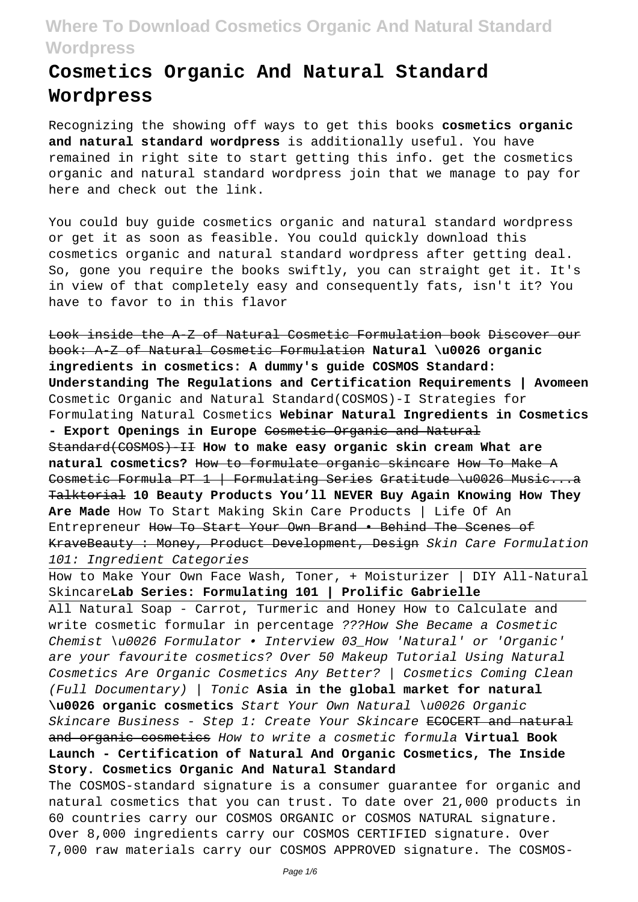# Cosmetics Organic And Natural Standard Wordpress

Recognizing the showing off ways to get this books **cosmetics organic and natural standard wordpress** is additionally useful. You have remained in right site to start getting this info. get the cosmetics organic and natural standard wordpress join that we manage to pay for here and check out the link.

You could buy guide cosmetics organic and natural standard wordpress or get it as soon as feasible. You could quickly download this cosmetics organic and natural standard wordpress after getting deal. So, gone you require the books swiftly, you can straight get it. It's in view of that completely easy and consequently fats, isn't it? You have to favor to in this flavor

~~Look inside the A-Z of Natural Cosmetic Formulation book~~ ~~Discover our book: A-Z of Natural Cosmetic Formulation~~ **Natural \u0026 organic ingredients in cosmetics: A dummy's guide COSMOS Standard: Understanding The Regulations and Certification Requirements | Avomeen** Cosmetic Organic and Natural Standard(COSMOS)-I Strategies for Formulating Natural Cosmetics **Webinar Natural Ingredients in Cosmetics - Export Openings in Europe** ~~Cosmetic Organic and Natural Standard(COSMOS)-II~~ **How to make easy organic skin cream What are natural cosmetics?** ~~How to formulate organic skincare~~ ~~How To Make A Cosmetic Formula PT 1 | Formulating Series~~ ~~Gratitude \u0026 Music...a Talktorial~~ **10 Beauty Products You'll NEVER Buy Again Knowing How They Are Made** How To Start Making Skin Care Products | Life Of An Entrepreneur ~~How To Start Your Own Brand • Behind The Scenes of KraveBeauty : Money, Product Development, Design~~ *Skin Care Formulation 101: Ingredient Categories*

How to Make Your Own Face Wash, Toner, + Moisturizer | DIY All-Natural Skincare**Lab Series: Formulating 101 | Prolific Gabrielle**

All Natural Soap - Carrot, Turmeric and Honey How to Calculate and write cosmetic formular in percentage *???How She Became a Cosmetic Chemist \u0026 Formulator • Interview 03_How 'Natural' or 'Organic' are your favourite cosmetics? Over 50 Makeup Tutorial Using Natural Cosmetics Are Organic Cosmetics Any Better? | Cosmetics Coming Clean (Full Documentary) | Tonic* **Asia in the global market for natural \u0026 organic cosmetics** *Start Your Own Natural \u0026 Organic Skincare Business - Step 1: Create Your Skincare* ~~ECOCERT and natural and organic cosmetics~~ *How to write a cosmetic formula* **Virtual Book Launch - Certification of Natural And Organic Cosmetics, The Inside Story. Cosmetics Organic And Natural Standard**

The COSMOS-standard signature is a consumer guarantee for organic and natural cosmetics that you can trust. To date over 21,000 products in 60 countries carry our COSMOS ORGANIC or COSMOS NATURAL signature. Over 8,000 ingredients carry our COSMOS CERTIFIED signature. Over 7,000 raw materials carry our COSMOS APPROVED signature. The COSMOS-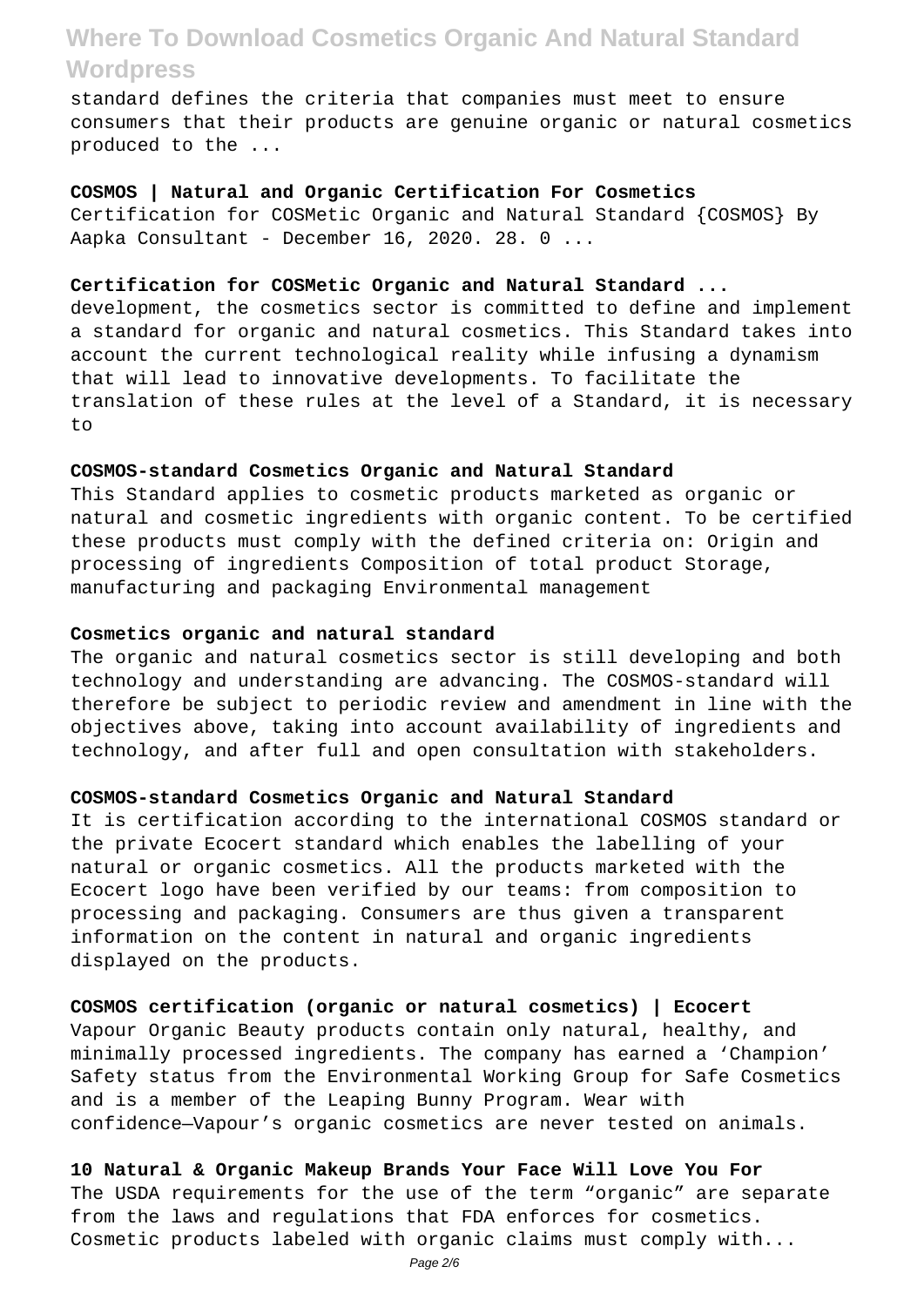standard defines the criteria that companies must meet to ensure consumers that their products are genuine organic or natural cosmetics produced to the ...

**COSMOS | Natural and Organic Certification For Cosmetics**

Certification for COSMetic Organic and Natural Standard {COSMOS} By Aapka Consultant - December 16, 2020. 28. 0 ...

**Certification for COSMetic Organic and Natural Standard ...**

development, the cosmetics sector is committed to define and implement a standard for organic and natural cosmetics. This Standard takes into account the current technological reality while infusing a dynamism that will lead to innovative developments. To facilitate the translation of these rules at the level of a Standard, it is necessary to

**COSMOS-standard Cosmetics Organic and Natural Standard**

This Standard applies to cosmetic products marketed as organic or natural and cosmetic ingredients with organic content. To be certified these products must comply with the defined criteria on: Origin and processing of ingredients Composition of total product Storage, manufacturing and packaging Environmental management

**Cosmetics organic and natural standard**

The organic and natural cosmetics sector is still developing and both technology and understanding are advancing. The COSMOS-standard will therefore be subject to periodic review and amendment in line with the objectives above, taking into account availability of ingredients and technology, and after full and open consultation with stakeholders.

**COSMOS-standard Cosmetics Organic and Natural Standard**

It is certification according to the international COSMOS standard or the private Ecocert standard which enables the labelling of your natural or organic cosmetics. All the products marketed with the Ecocert logo have been verified by our teams: from composition to processing and packaging. Consumers are thus given a transparent information on the content in natural and organic ingredients displayed on the products.

**COSMOS certification (organic or natural cosmetics) | Ecocert**

Vapour Organic Beauty products contain only natural, healthy, and minimally processed ingredients. The company has earned a 'Champion' Safety status from the Environmental Working Group for Safe Cosmetics and is a member of the Leaping Bunny Program. Wear with confidence—Vapour's organic cosmetics are never tested on animals.

**10 Natural & Organic Makeup Brands Your Face Will Love You For**

The USDA requirements for the use of the term "organic" are separate from the laws and regulations that FDA enforces for cosmetics. Cosmetic products labeled with organic claims must comply with...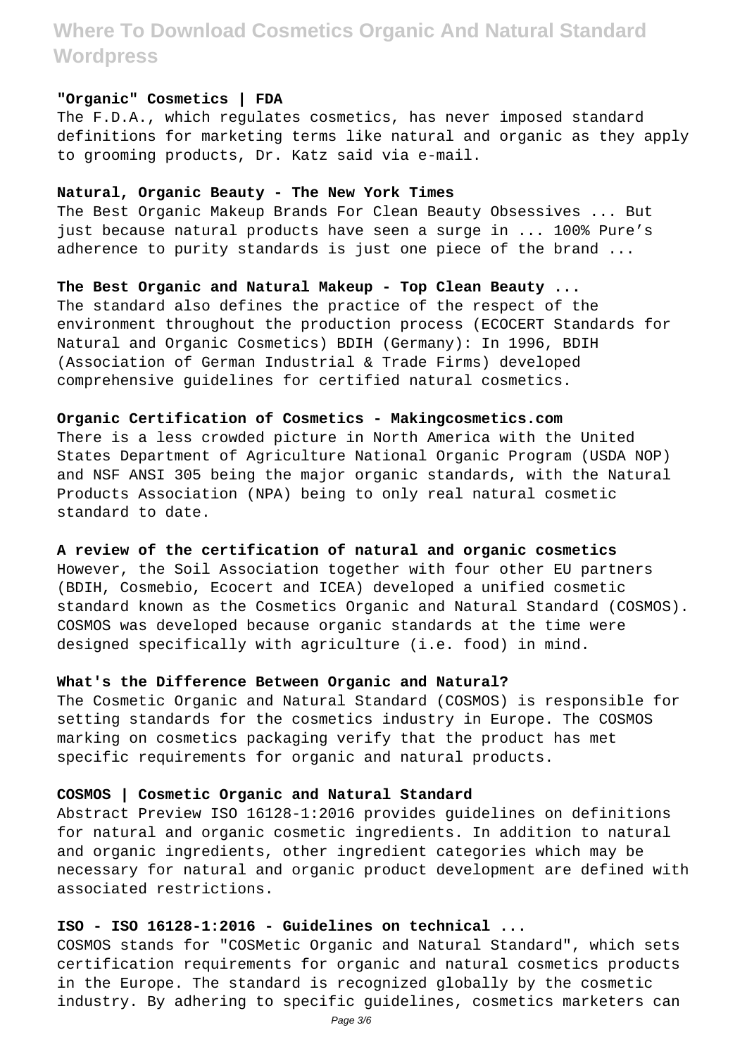#### "Organic" Cosmetics | FDA

The F.D.A., which regulates cosmetics, has never imposed standard definitions for marketing terms like natural and organic as they apply to grooming products, Dr. Katz said via e-mail.

#### Natural, Organic Beauty - The New York Times

The Best Organic Makeup Brands For Clean Beauty Obsessives ... But just because natural products have seen a surge in ... 100% Pure's adherence to purity standards is just one piece of the brand ...

#### The Best Organic and Natural Makeup - Top Clean Beauty ...

The standard also defines the practice of the respect of the environment throughout the production process (ECOCERT Standards for Natural and Organic Cosmetics) BDIH (Germany): In 1996, BDIH (Association of German Industrial & Trade Firms) developed comprehensive guidelines for certified natural cosmetics.

#### Organic Certification of Cosmetics - Makingcosmetics.com

There is a less crowded picture in North America with the United States Department of Agriculture National Organic Program (USDA NOP) and NSF ANSI 305 being the major organic standards, with the Natural Products Association (NPA) being to only real natural cosmetic standard to date.

#### A review of the certification of natural and organic cosmetics

However, the Soil Association together with four other EU partners (BDIH, Cosmebio, Ecocert and ICEA) developed a unified cosmetic standard known as the Cosmetics Organic and Natural Standard (COSMOS). COSMOS was developed because organic standards at the time were designed specifically with agriculture (i.e. food) in mind.

#### What's the Difference Between Organic and Natural?

The Cosmetic Organic and Natural Standard (COSMOS) is responsible for setting standards for the cosmetics industry in Europe. The COSMOS marking on cosmetics packaging verify that the product has met specific requirements for organic and natural products.

#### COSMOS | Cosmetic Organic and Natural Standard

Abstract Preview ISO 16128-1:2016 provides guidelines on definitions for natural and organic cosmetic ingredients. In addition to natural and organic ingredients, other ingredient categories which may be necessary for natural and organic product development are defined with associated restrictions.

#### ISO - ISO 16128-1:2016 - Guidelines on technical ...

COSMOS stands for "COSMetic Organic and Natural Standard", which sets certification requirements for organic and natural cosmetics products in the Europe. The standard is recognized globally by the cosmetic industry. By adhering to specific guidelines, cosmetics marketers can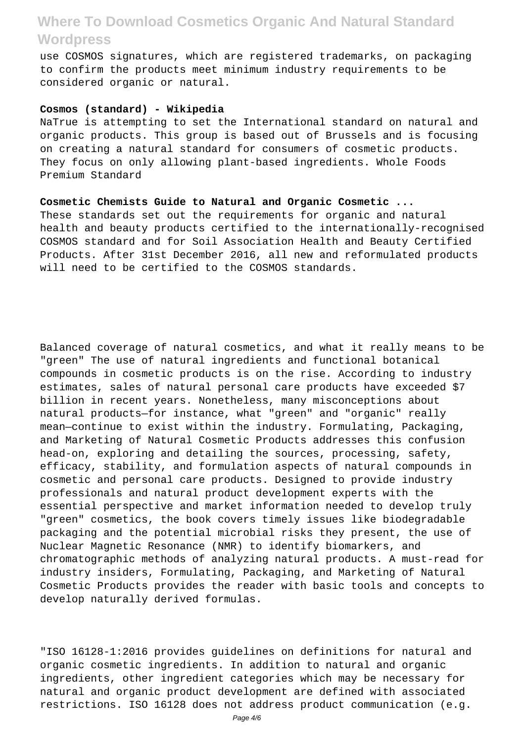use COSMOS signatures, which are registered trademarks, on packaging to confirm the products meet minimum industry requirements to be considered organic or natural.

**Cosmos (standard) - Wikipedia**

NaTrue is attempting to set the International standard on natural and organic products. This group is based out of Brussels and is focusing on creating a natural standard for consumers of cosmetic products. They focus on only allowing plant-based ingredients. Whole Foods Premium Standard

**Cosmetic Chemists Guide to Natural and Organic Cosmetic ...**

These standards set out the requirements for organic and natural health and beauty products certified to the internationally-recognised COSMOS standard and for Soil Association Health and Beauty Certified Products. After 31st December 2016, all new and reformulated products will need to be certified to the COSMOS standards.

Balanced coverage of natural cosmetics, and what it really means to be "green" The use of natural ingredients and functional botanical compounds in cosmetic products is on the rise. According to industry estimates, sales of natural personal care products have exceeded $7 billion in recent years. Nonetheless, many misconceptions about natural products—for instance, what "green" and "organic" really mean—continue to exist within the industry. Formulating, Packaging, and Marketing of Natural Cosmetic Products addresses this confusion head-on, exploring and detailing the sources, processing, safety, efficacy, stability, and formulation aspects of natural compounds in cosmetic and personal care products. Designed to provide industry professionals and natural product development experts with the essential perspective and market information needed to develop truly "green" cosmetics, the book covers timely issues like biodegradable packaging and the potential microbial risks they present, the use of Nuclear Magnetic Resonance (NMR) to identify biomarkers, and chromatographic methods of analyzing natural products. A must-read for industry insiders, Formulating, Packaging, and Marketing of Natural Cosmetic Products provides the reader with basic tools and concepts to develop naturally derived formulas.

"ISO 16128-1:2016 provides guidelines on definitions for natural and organic cosmetic ingredients. In addition to natural and organic ingredients, other ingredient categories which may be necessary for natural and organic product development are defined with associated restrictions. ISO 16128 does not address product communication (e.g.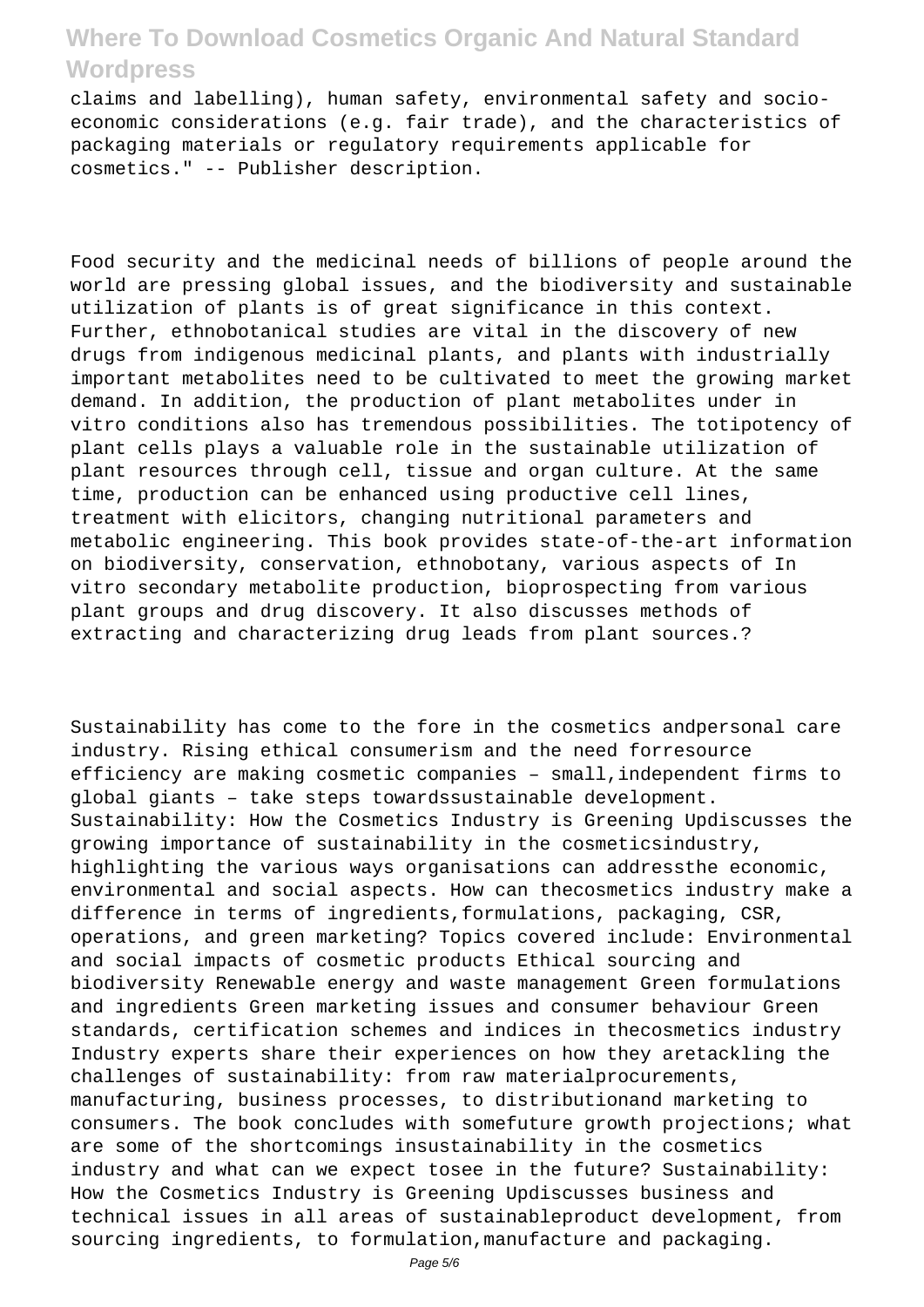claims and labelling), human safety, environmental safety and socio-economic considerations (e.g. fair trade), and the characteristics of packaging materials or regulatory requirements applicable for cosmetics." -- Publisher description.

Food security and the medicinal needs of billions of people around the world are pressing global issues, and the biodiversity and sustainable utilization of plants is of great significance in this context. Further, ethnobotanical studies are vital in the discovery of new drugs from indigenous medicinal plants, and plants with industrially important metabolites need to be cultivated to meet the growing market demand. In addition, the production of plant metabolites under in vitro conditions also has tremendous possibilities. The totipotency of plant cells plays a valuable role in the sustainable utilization of plant resources through cell, tissue and organ culture. At the same time, production can be enhanced using productive cell lines, treatment with elicitors, changing nutritional parameters and metabolic engineering. This book provides state-of-the-art information on biodiversity, conservation, ethnobotany, various aspects of In vitro secondary metabolite production, bioprospecting from various plant groups and drug discovery. It also discusses methods of extracting and characterizing drug leads from plant sources.?

Sustainability has come to the fore in the cosmetics andpersonal care industry. Rising ethical consumerism and the need forresource efficiency are making cosmetic companies – small,independent firms to global giants – take steps towardssustainable development. Sustainability: How the Cosmetics Industry is Greening Updiscusses the growing importance of sustainability in the cosmeticsindustry, highlighting the various ways organisations can addressthe economic, environmental and social aspects. How can thecosmetics industry make a difference in terms of ingredients,formulations, packaging, CSR, operations, and green marketing? Topics covered include: Environmental and social impacts of cosmetic products Ethical sourcing and biodiversity Renewable energy and waste management Green formulations and ingredients Green marketing issues and consumer behaviour Green standards, certification schemes and indices in thecosmetics industry Industry experts share their experiences on how they aretackling the challenges of sustainability: from raw materialprocurements, manufacturing, business processes, to distributionand marketing to consumers. The book concludes with somefuture growth projections; what are some of the shortcomings insustainability in the cosmetics industry and what can we expect tosee in the future? Sustainability: How the Cosmetics Industry is Greening Updiscusses business and technical issues in all areas of sustainableproduct development, from sourcing ingredients, to formulation,manufacture and packaging.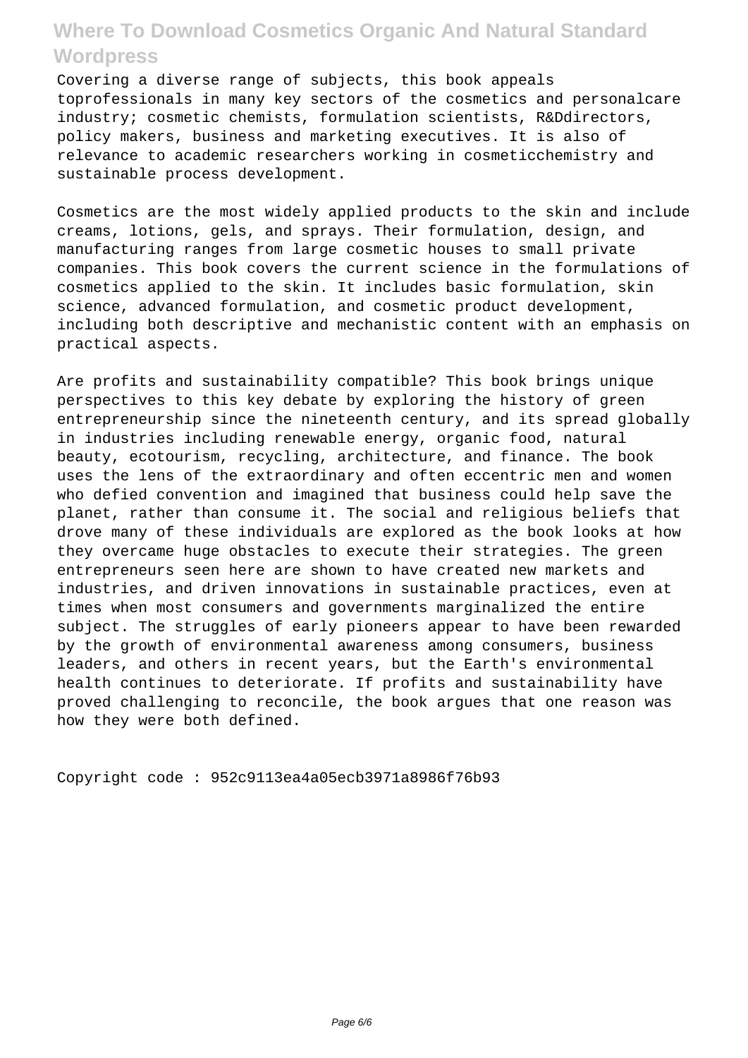Covering a diverse range of subjects, this book appeals toprofessionals in many key sectors of the cosmetics and personalcare industry; cosmetic chemists, formulation scientists, R&Ddirectors, policy makers, business and marketing executives. It is also of relevance to academic researchers working in cosmeticchemistry and sustainable process development.

Cosmetics are the most widely applied products to the skin and include creams, lotions, gels, and sprays. Their formulation, design, and manufacturing ranges from large cosmetic houses to small private companies. This book covers the current science in the formulations of cosmetics applied to the skin. It includes basic formulation, skin science, advanced formulation, and cosmetic product development, including both descriptive and mechanistic content with an emphasis on practical aspects.

Are profits and sustainability compatible? This book brings unique perspectives to this key debate by exploring the history of green entrepreneurship since the nineteenth century, and its spread globally in industries including renewable energy, organic food, natural beauty, ecotourism, recycling, architecture, and finance. The book uses the lens of the extraordinary and often eccentric men and women who defied convention and imagined that business could help save the planet, rather than consume it. The social and religious beliefs that drove many of these individuals are explored as the book looks at how they overcame huge obstacles to execute their strategies. The green entrepreneurs seen here are shown to have created new markets and industries, and driven innovations in sustainable practices, even at times when most consumers and governments marginalized the entire subject. The struggles of early pioneers appear to have been rewarded by the growth of environmental awareness among consumers, business leaders, and others in recent years, but the Earth's environmental health continues to deteriorate. If profits and sustainability have proved challenging to reconcile, the book argues that one reason was how they were both defined.

Copyright code : 952c9113ea4a05ecb3971a8986f76b93